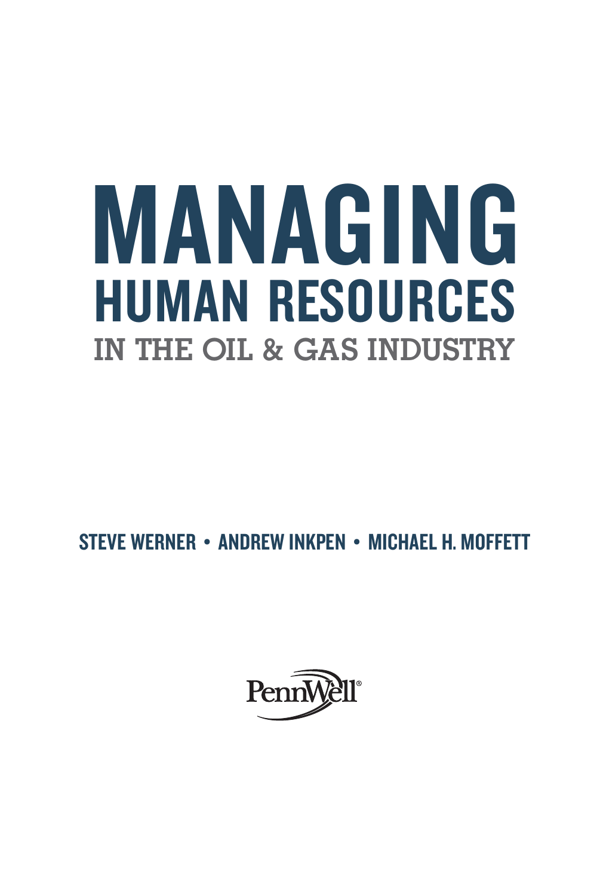# MANAGING HUMAN RESOURCES

## IN THE OIL & GAS INDUSTRY

**STEVE WERNER • ANDREW INKPEN • MICHAEL H. MOFFETT**

PennWell®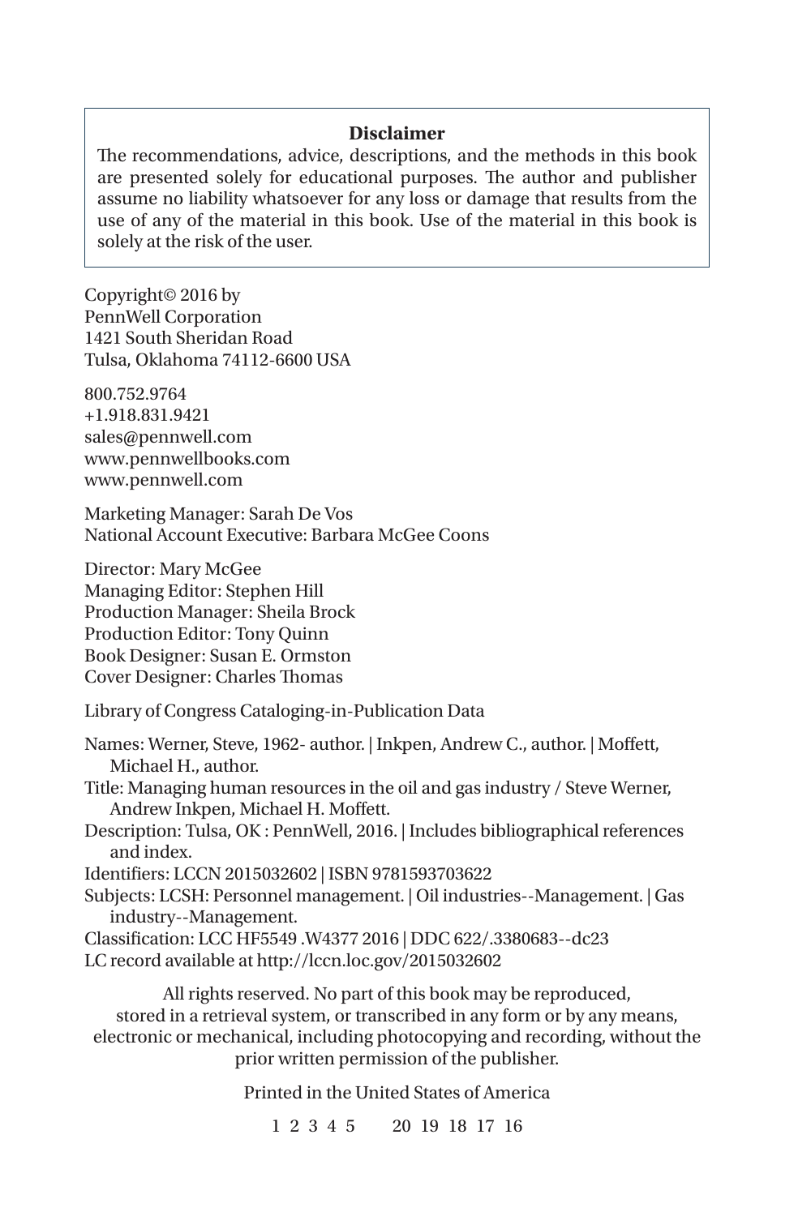**Disclaimer**

The recommendations, advice, descriptions, and the methods in this book are presented solely for educational purposes. The author and publisher assume no liability whatsoever for any loss or damage that results from the use of any of the material in this book. Use of the material in this book is solely at the risk of the user.

Copyright© 2016 by
PennWell Corporation
1421 South Sheridan Road
Tulsa, Oklahoma 74112-6600 USA

800.752.9764
+1.918.831.9421
sales@pennwell.com
www.pennwellbooks.com
www.pennwell.com

Marketing Manager: Sarah De Vos
National Account Executive: Barbara McGee Coons

Director: Mary McGee
Managing Editor: Stephen Hill
Production Manager: Sheila Brock
Production Editor: Tony Quinn
Book Designer: Susan E. Ormston
Cover Designer: Charles Thomas

Library of Congress Cataloging-in-Publication Data

Names: Werner, Steve, 1962- author. | Inkpen, Andrew C., author. | Moffett, Michael H., author.
Title: Managing human resources in the oil and gas industry / Steve Werner, Andrew Inkpen, Michael H. Moffett.
Description: Tulsa, OK : PennWell, 2016. | Includes bibliographical references and index.
Identifiers: LCCN 2015032602 | ISBN 9781593703622
Subjects: LCSH: Personnel management. | Oil industries--Management. | Gas industry--Management.
Classification: LCC HF5549 .W4377 2016 | DDC 622/.3380683--dc23
LC record available at http://lccn.loc.gov/2015032602

All rights reserved. No part of this book may be reproduced, stored in a retrieval system, or transcribed in any form or by any means, electronic or mechanical, including photocopying and recording, without the prior written permission of the publisher.

Printed in the United States of America

1 2 3 4 5 20 19 18 17 16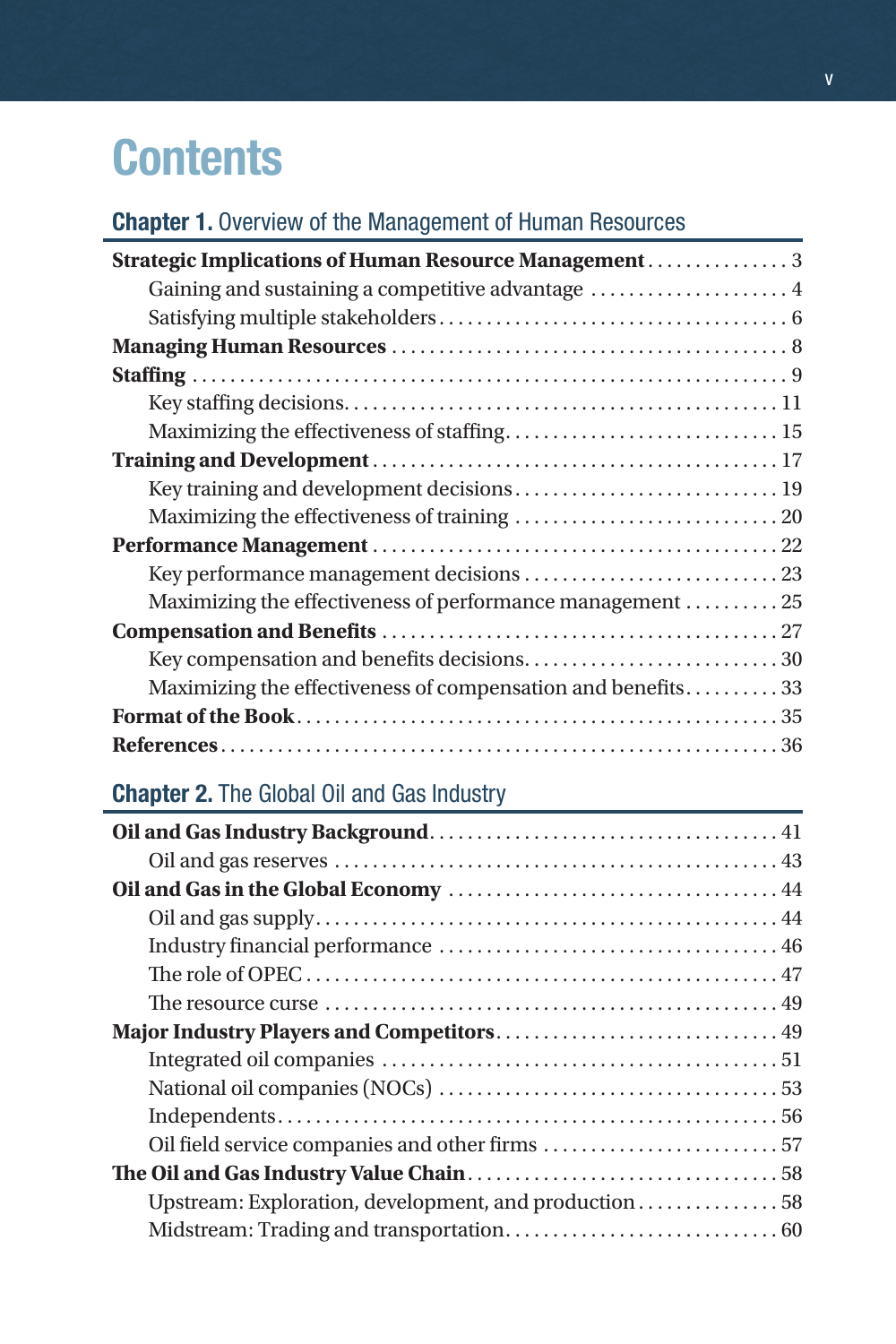# Contents

## Chapter 1. Overview of the Management of Human Resources

**Strategic Implications of Human Resource Management** . . . . . . . . . . . . . . 3
- Gaining and sustaining a competitive advantage . . . . . . . . . . . . . . . . . . . . 4
- Satisfying multiple stakeholders . . . . . . . . . . . . . . . . . . . . . . . . . . . . . . . . . 6

**Managing Human Resources** . . . . . . . . . . . . . . . . . . . . . . . . . . . . . . . . . . . . 8

**Staffing** . . . . . . . . . . . . . . . . . . . . . . . . . . . . . . . . . . . . . . . . . . . . . . . . . . . . 9
- Key staffing decisions. . . . . . . . . . . . . . . . . . . . . . . . . . . . . . . . . . . . . . . . 11
- Maximizing the effectiveness of staffing. . . . . . . . . . . . . . . . . . . . . . . . . . . 15

**Training and Development** . . . . . . . . . . . . . . . . . . . . . . . . . . . . . . . . . . . . . 17
- Key training and development decisions . . . . . . . . . . . . . . . . . . . . . . . . . . 19
- Maximizing the effectiveness of training . . . . . . . . . . . . . . . . . . . . . . . . . . 20

**Performance Management** . . . . . . . . . . . . . . . . . . . . . . . . . . . . . . . . . . . . . 22
- Key performance management decisions . . . . . . . . . . . . . . . . . . . . . . . . . . 23
- Maximizing the effectiveness of performance management . . . . . . . . . . . 25

**Compensation and Benefits** . . . . . . . . . . . . . . . . . . . . . . . . . . . . . . . . . . . . 27
- Key compensation and benefits decisions. . . . . . . . . . . . . . . . . . . . . . . . . . 30
- Maximizing the effectiveness of compensation and benefits. . . . . . . . . . . 33

**Format of the Book**. . . . . . . . . . . . . . . . . . . . . . . . . . . . . . . . . . . . . . . . . . . 35

**References**. . . . . . . . . . . . . . . . . . . . . . . . . . . . . . . . . . . . . . . . . . . . . . . . . 36

## Chapter 2. The Global Oil and Gas Industry

**Oil and Gas Industry Background**. . . . . . . . . . . . . . . . . . . . . . . . . . . . . . . . . 41
- Oil and gas reserves . . . . . . . . . . . . . . . . . . . . . . . . . . . . . . . . . . . . . . . . . 43

**Oil and Gas in the Global Economy** . . . . . . . . . . . . . . . . . . . . . . . . . . . . . . 44
- Oil and gas supply. . . . . . . . . . . . . . . . . . . . . . . . . . . . . . . . . . . . . . . . . . . 44
- Industry financial performance . . . . . . . . . . . . . . . . . . . . . . . . . . . . . . . . . 46
- The role of OPEC . . . . . . . . . . . . . . . . . . . . . . . . . . . . . . . . . . . . . . . . . . . . 47
- The resource curse . . . . . . . . . . . . . . . . . . . . . . . . . . . . . . . . . . . . . . . . . . 49

**Major Industry Players and Competitors**. . . . . . . . . . . . . . . . . . . . . . . . . . . 49
- Integrated oil companies . . . . . . . . . . . . . . . . . . . . . . . . . . . . . . . . . . . . . . 51
- National oil companies (NOCs) . . . . . . . . . . . . . . . . . . . . . . . . . . . . . . . . . 53
- Independents. . . . . . . . . . . . . . . . . . . . . . . . . . . . . . . . . . . . . . . . . . . . . . . 56
- Oil field service companies and other firms . . . . . . . . . . . . . . . . . . . . . . . 57

**The Oil and Gas Industry Value Chain**. . . . . . . . . . . . . . . . . . . . . . . . . . . . . 58
- Upstream: Exploration, development, and production . . . . . . . . . . . . . . . 58
- Midstream: Trading and transportation. . . . . . . . . . . . . . . . . . . . . . . . . . . 60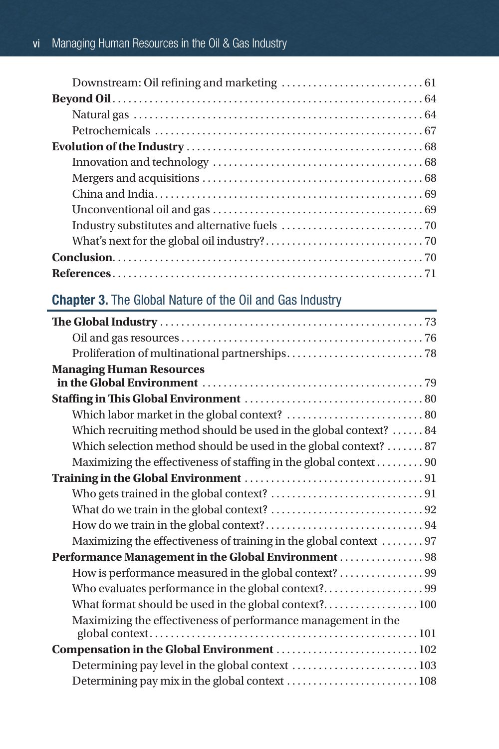Downstream: Oil refining and marketing . . . . . . . . . . . . . . . . . . . . . . . . . . . 61
**Beyond Oil** . . . . . . . . . . . . . . . . . . . . . . . . . . . . . . . . . . . . . . . . . . . . . . . . . . . . . . . . . 64
Natural gas . . . . . . . . . . . . . . . . . . . . . . . . . . . . . . . . . . . . . . . . . . . . . . . . . . . . . 64
Petrochemicals . . . . . . . . . . . . . . . . . . . . . . . . . . . . . . . . . . . . . . . . . . . . . . . . . . 67
**Evolution of the Industry** . . . . . . . . . . . . . . . . . . . . . . . . . . . . . . . . . . . . . . . . . . . . 68
Innovation and technology . . . . . . . . . . . . . . . . . . . . . . . . . . . . . . . . . . . . . . . 68
Mergers and acquisitions . . . . . . . . . . . . . . . . . . . . . . . . . . . . . . . . . . . . . . . . . 68
China and India . . . . . . . . . . . . . . . . . . . . . . . . . . . . . . . . . . . . . . . . . . . . . . . . . 69
Unconventional oil and gas . . . . . . . . . . . . . . . . . . . . . . . . . . . . . . . . . . . . . . . 69
Industry substitutes and alternative fuels . . . . . . . . . . . . . . . . . . . . . . . . . . . 70
What's next for the global oil industry? . . . . . . . . . . . . . . . . . . . . . . . . . . . . . 70
**Conclusion** . . . . . . . . . . . . . . . . . . . . . . . . . . . . . . . . . . . . . . . . . . . . . . . . . . . . . . . . 70
**References** . . . . . . . . . . . . . . . . . . . . . . . . . . . . . . . . . . . . . . . . . . . . . . . . . . . . . . . . 71

## **Chapter 3.** The Global Nature of the Oil and Gas Industry

**The Global Industry** . . . . . . . . . . . . . . . . . . . . . . . . . . . . . . . . . . . . . . . . . . . . . . . . 73
Oil and gas resources . . . . . . . . . . . . . . . . . . . . . . . . . . . . . . . . . . . . . . . . . . . . . 76
Proliferation of multinational partnerships . . . . . . . . . . . . . . . . . . . . . . . . . . 78
**Managing Human Resources in the Global Environment** . . . . . . . . . . . . . . . . . . . . . . . . . . . . . . . . . . . . . . . . . 79
**Staffing in This Global Environment** . . . . . . . . . . . . . . . . . . . . . . . . . . . . . . . . . 80
Which labor market in the global context? . . . . . . . . . . . . . . . . . . . . . . . . . . 80
Which recruiting method should be used in the global context? . . . . . . 84
Which selection method should be used in the global context? . . . . . . . 87
Maximizing the effectiveness of staffing in the global context . . . . . . . . . 90
**Training in the Global Environment** . . . . . . . . . . . . . . . . . . . . . . . . . . . . . . . . . 91
Who gets trained in the global context? . . . . . . . . . . . . . . . . . . . . . . . . . . . . . 91
What do we train in the global context? . . . . . . . . . . . . . . . . . . . . . . . . . . . . . 92
How do we train in the global context? . . . . . . . . . . . . . . . . . . . . . . . . . . . . . . 94
Maximizing the effectiveness of training in the global context . . . . . . . . 97
**Performance Management in the Global Environment** . . . . . . . . . . . . . . . . 98
How is performance measured in the global context? . . . . . . . . . . . . . . . . 99
Who evaluates performance in the global context? . . . . . . . . . . . . . . . . . . . 99
What format should be used in the global context? . . . . . . . . . . . . . . . . . . 100
Maximizing the effectiveness of performance management in the global context . . . . . . . . . . . . . . . . . . . . . . . . . . . . . . . . . . . . . . . . . . . . . . . . . . 101
**Compensation in the Global Environment** . . . . . . . . . . . . . . . . . . . . . . . . . . . 102
Determining pay level in the global context . . . . . . . . . . . . . . . . . . . . . . . . 103
Determining pay mix in the global context . . . . . . . . . . . . . . . . . . . . . . . . . 108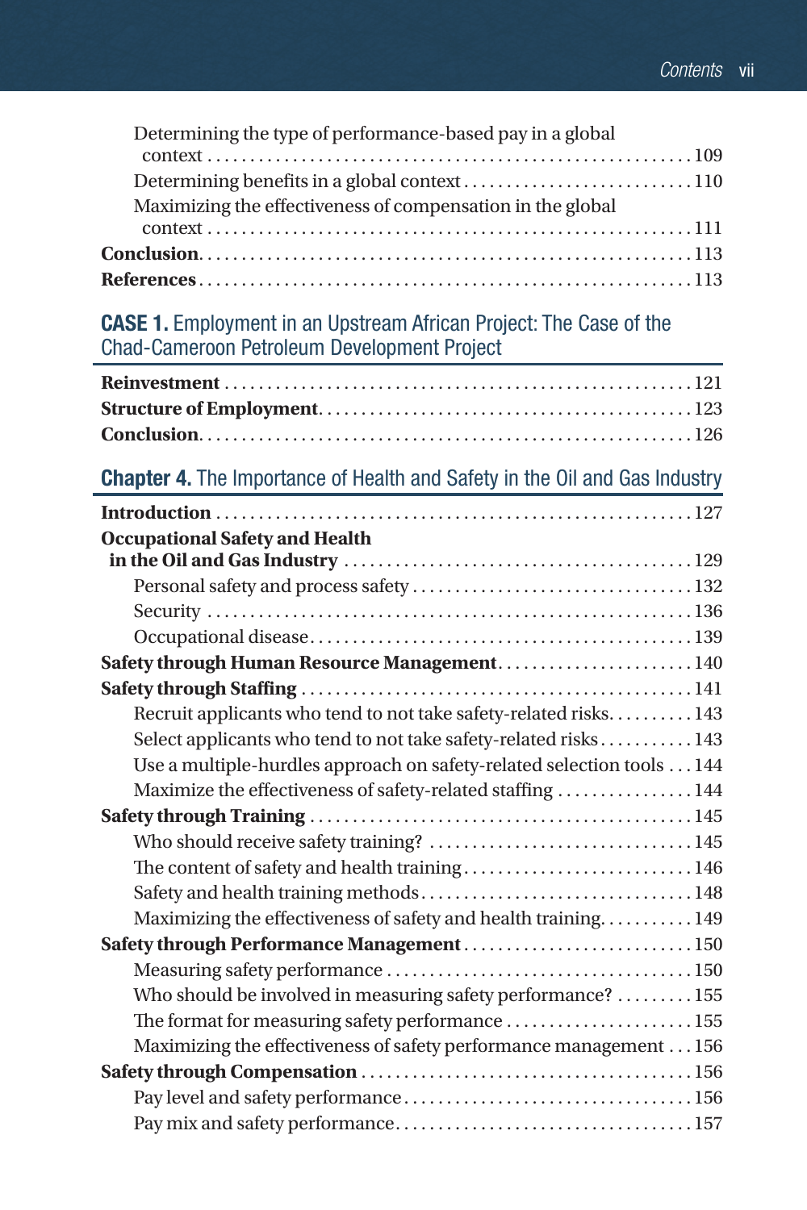Determining the type of performance-based pay in a global context . . . 109
Determining benefits in a global context . . . 110
Maximizing the effectiveness of compensation in the global context . . . 111

**Conclusion** . . . 113

**References** . . . 113

## CASE 1. Employment in an Upstream African Project: The Case of the Chad-Cameroon Petroleum Development Project

**Reinvestment** . . . 121

**Structure of Employment** . . . 123

**Conclusion** . . . 126

## Chapter 4. The Importance of Health and Safety in the Oil and Gas Industry

**Introduction** . . . 127

**Occupational Safety and Health in the Oil and Gas Industry** . . . 129

Personal safety and process safety . . . 132
Security . . . 136
Occupational disease . . . 139

**Safety through Human Resource Management** . . . 140

**Safety through Staffing** . . . 141

Recruit applicants who tend to not take safety-related risks . . . 143
Select applicants who tend to not take safety-related risks . . . 143
Use a multiple-hurdles approach on safety-related selection tools . . . 144
Maximize the effectiveness of safety-related staffing . . . 144

**Safety through Training** . . . 145

Who should receive safety training? . . . 145
The content of safety and health training . . . 146
Safety and health training methods . . . 148
Maximizing the effectiveness of safety and health training . . . 149

**Safety through Performance Management** . . . 150

Measuring safety performance . . . 150
Who should be involved in measuring safety performance? . . . 155
The format for measuring safety performance . . . 155
Maximizing the effectiveness of safety performance management . . . 156

**Safety through Compensation** . . . 156

Pay level and safety performance . . . 156
Pay mix and safety performance . . . 157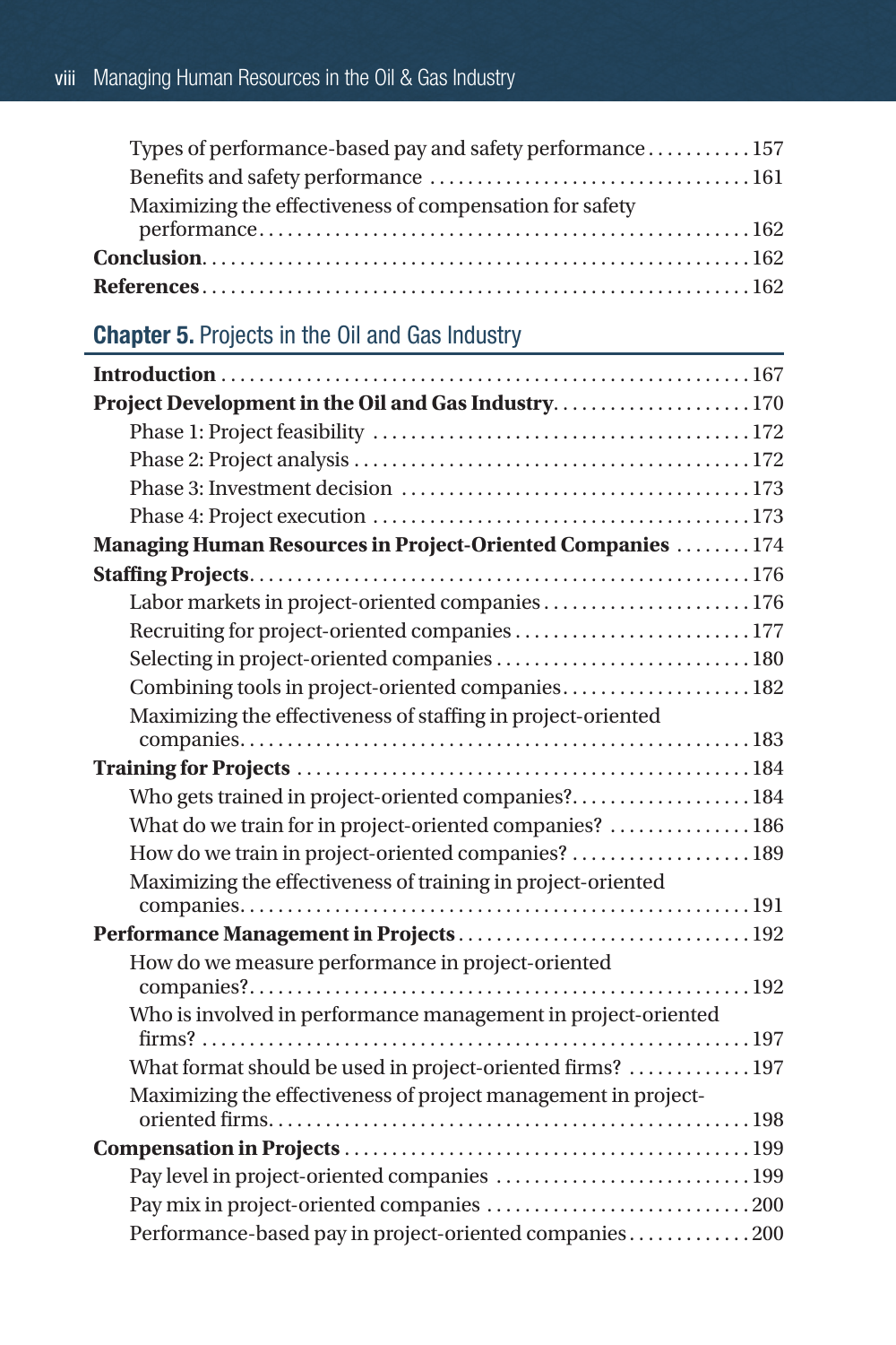Types of performance-based pay and safety performance . . . . . . . . . . . 157
Benefits and safety performance . . . . . . . . . . . . . . . . . . . . . . . . . . . . . . . . . 161
Maximizing the effectiveness of compensation for safety performance . . . . . . . . . . . . . . . . . . . . . . . . . . . . . . . . . . . . . . . . . . . . . . . . . . 162
**Conclusion** . . . . . . . . . . . . . . . . . . . . . . . . . . . . . . . . . . . . . . . . . . . . . . . . . . . . 162
**References** . . . . . . . . . . . . . . . . . . . . . . . . . . . . . . . . . . . . . . . . . . . . . . . . . . . . 162

## **Chapter 5.** Projects in the Oil and Gas Industry

**Introduction** . . . . . . . . . . . . . . . . . . . . . . . . . . . . . . . . . . . . . . . . . . . . . . . . . . . . 167
**Project Development in the Oil and Gas Industry** . . . . . . . . . . . . . . . . . . . . 170
Phase 1: Project feasibility . . . . . . . . . . . . . . . . . . . . . . . . . . . . . . . . . . . . . . . 172
Phase 2: Project analysis . . . . . . . . . . . . . . . . . . . . . . . . . . . . . . . . . . . . . . . . . 172
Phase 3: Investment decision . . . . . . . . . . . . . . . . . . . . . . . . . . . . . . . . . . . . 173
Phase 4: Project execution . . . . . . . . . . . . . . . . . . . . . . . . . . . . . . . . . . . . . . . 173
**Managing Human Resources in Project-Oriented Companies** . . . . . . . . 174
**Staffing Projects** . . . . . . . . . . . . . . . . . . . . . . . . . . . . . . . . . . . . . . . . . . . . . . . . . . 176
Labor markets in project-oriented companies . . . . . . . . . . . . . . . . . . . . . . 176
Recruiting for project-oriented companies . . . . . . . . . . . . . . . . . . . . . . . . . 177
Selecting in project-oriented companies . . . . . . . . . . . . . . . . . . . . . . . . . . . 180
Combining tools in project-oriented companies . . . . . . . . . . . . . . . . . . . . 182
Maximizing the effectiveness of staffing in project-oriented companies . . . . . . . . . . . . . . . . . . . . . . . . . . . . . . . . . . . . . . . . . . . . . . . . . . . . 183
**Training for Projects** . . . . . . . . . . . . . . . . . . . . . . . . . . . . . . . . . . . . . . . . . . . . . . . 184
Who gets trained in project-oriented companies? . . . . . . . . . . . . . . . . . . . 184
What do we train for in project-oriented companies? . . . . . . . . . . . . . . . 186
How do we train in project-oriented companies? . . . . . . . . . . . . . . . . . . . 189
Maximizing the effectiveness of training in project-oriented companies . . . . . . . . . . . . . . . . . . . . . . . . . . . . . . . . . . . . . . . . . . . . . . . . . . . . 191
**Performance Management in Projects** . . . . . . . . . . . . . . . . . . . . . . . . . . . . . . 192
How do we measure performance in project-oriented companies? . . . . . . . . . . . . . . . . . . . . . . . . . . . . . . . . . . . . . . . . . . . . . . . . . . . 192
Who is involved in performance management in project-oriented firms? . . . . . . . . . . . . . . . . . . . . . . . . . . . . . . . . . . . . . . . . . . . . . . . . . . . . . . . 197
What format should be used in project-oriented firms? . . . . . . . . . . . . . 197
Maximizing the effectiveness of project management in project-oriented firms . . . . . . . . . . . . . . . . . . . . . . . . . . . . . . . . . . . . . . . . . . . . . . . . . . 198
**Compensation in Projects** . . . . . . . . . . . . . . . . . . . . . . . . . . . . . . . . . . . . . . . . . . 199
Pay level in project-oriented companies . . . . . . . . . . . . . . . . . . . . . . . . . . . 199
Pay mix in project-oriented companies . . . . . . . . . . . . . . . . . . . . . . . . . . . . 200
Performance-based pay in project-oriented companies . . . . . . . . . . . . . 200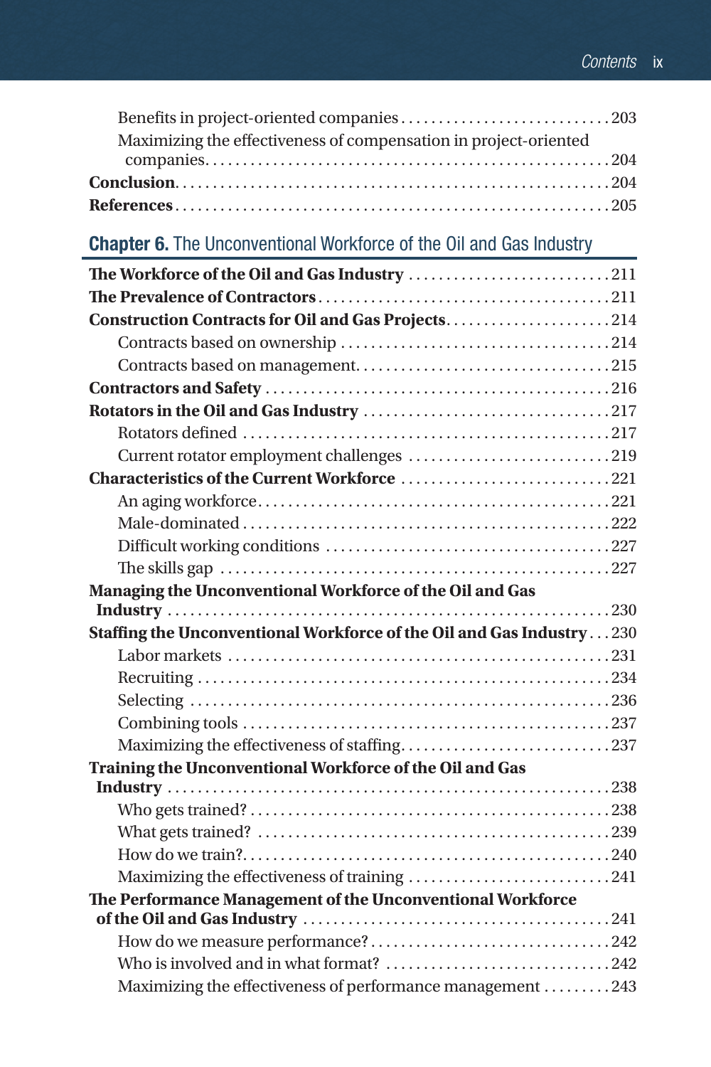Benefits in project-oriented companies . . . . . . . . . . 203
Maximizing the effectiveness of compensation in project-oriented companies . . . . . . . . . . 204
**Conclusion** . . . . . . . . . . 204
**References** . . . . . . . . . . 205

## Chapter 6. The Unconventional Workforce of the Oil and Gas Industry

**The Workforce of the Oil and Gas Industry** . . . . . . . . . . 211
**The Prevalence of Contractors** . . . . . . . . . . 211
**Construction Contracts for Oil and Gas Projects** . . . . . . . . . . 214
Contracts based on ownership . . . . . . . . . . 214
Contracts based on management . . . . . . . . . . 215
**Contractors and Safety** . . . . . . . . . . 216
**Rotators in the Oil and Gas Industry** . . . . . . . . . . 217
Rotators defined . . . . . . . . . . 217
Current rotator employment challenges . . . . . . . . . . 219
**Characteristics of the Current Workforce** . . . . . . . . . . 221
An aging workforce . . . . . . . . . . 221
Male-dominated . . . . . . . . . . 222
Difficult working conditions . . . . . . . . . . 227
The skills gap . . . . . . . . . . 227
**Managing the Unconventional Workforce of the Oil and Gas Industry** . . . . . . . . . . 230
**Staffing the Unconventional Workforce of the Oil and Gas Industry** . . . 230
Labor markets . . . . . . . . . . 231
Recruiting . . . . . . . . . . 234
Selecting . . . . . . . . . . 236
Combining tools . . . . . . . . . . 237
Maximizing the effectiveness of staffing . . . . . . . . . . 237
**Training the Unconventional Workforce of the Oil and Gas Industry** . . . . . . . . . . 238
Who gets trained? . . . . . . . . . . 238
What gets trained? . . . . . . . . . . 239
How do we train? . . . . . . . . . . 240
Maximizing the effectiveness of training . . . . . . . . . . 241
**The Performance Management of the Unconventional Workforce of the Oil and Gas Industry** . . . . . . . . . . 241
How do we measure performance? . . . . . . . . . . 242
Who is involved and in what format? . . . . . . . . . . 242
Maximizing the effectiveness of performance management . . . . . . . . . . 243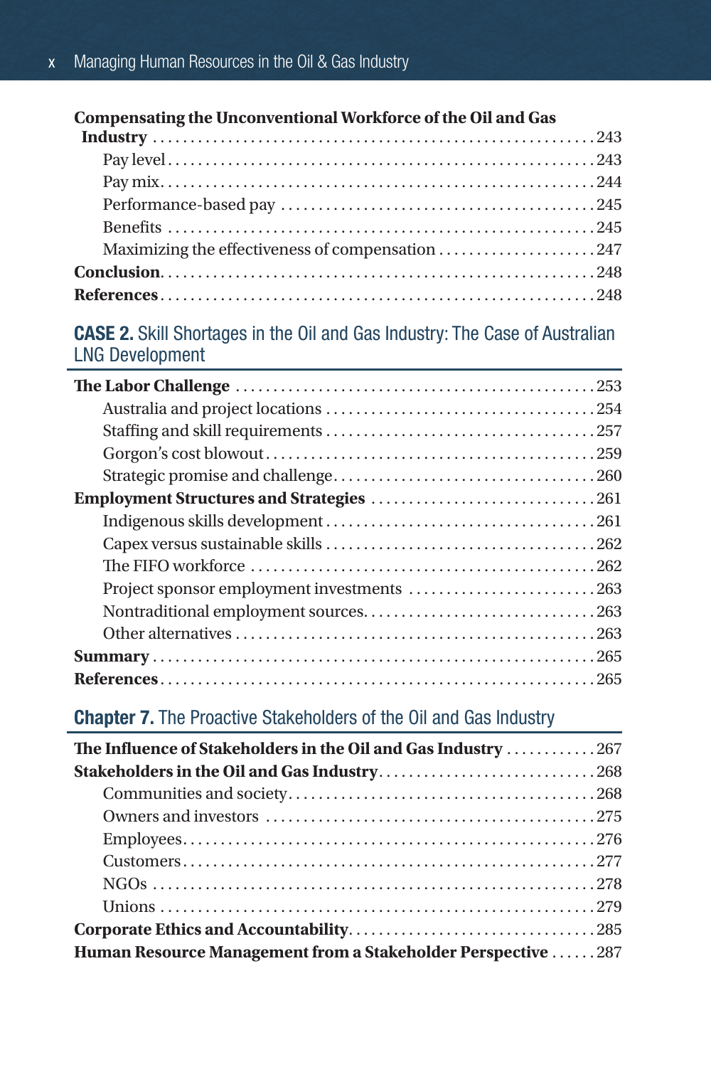**Compensating the Unconventional Workforce of the Oil and Gas Industry** ........ 243

- Pay level ........ 243
- Pay mix ........ 244
- Performance-based pay ........ 245
- Benefits ........ 245
- Maximizing the effectiveness of compensation ........ 247

**Conclusion** ........ 248

**References** ........ 248

## CASE 2. Skill Shortages in the Oil and Gas Industry: The Case of Australian LNG Development

**The Labor Challenge** ........ 253

- Australia and project locations ........ 254
- Staffing and skill requirements ........ 257
- Gorgon's cost blowout ........ 259
- Strategic promise and challenge ........ 260

**Employment Structures and Strategies** ........ 261

- Indigenous skills development ........ 261
- Capex versus sustainable skills ........ 262
- The FIFO workforce ........ 262
- Project sponsor employment investments ........ 263
- Nontraditional employment sources ........ 263
- Other alternatives ........ 263

**Summary** ........ 265

**References** ........ 265

## Chapter 7. The Proactive Stakeholders of the Oil and Gas Industry

**The Influence of Stakeholders in the Oil and Gas Industry** ........ 267

**Stakeholders in the Oil and Gas Industry** ........ 268

- Communities and society ........ 268
- Owners and investors ........ 275
- Employees ........ 276
- Customers ........ 277
- NGOs ........ 278
- Unions ........ 279

**Corporate Ethics and Accountability** ........ 285

**Human Resource Management from a Stakeholder Perspective** ........ 287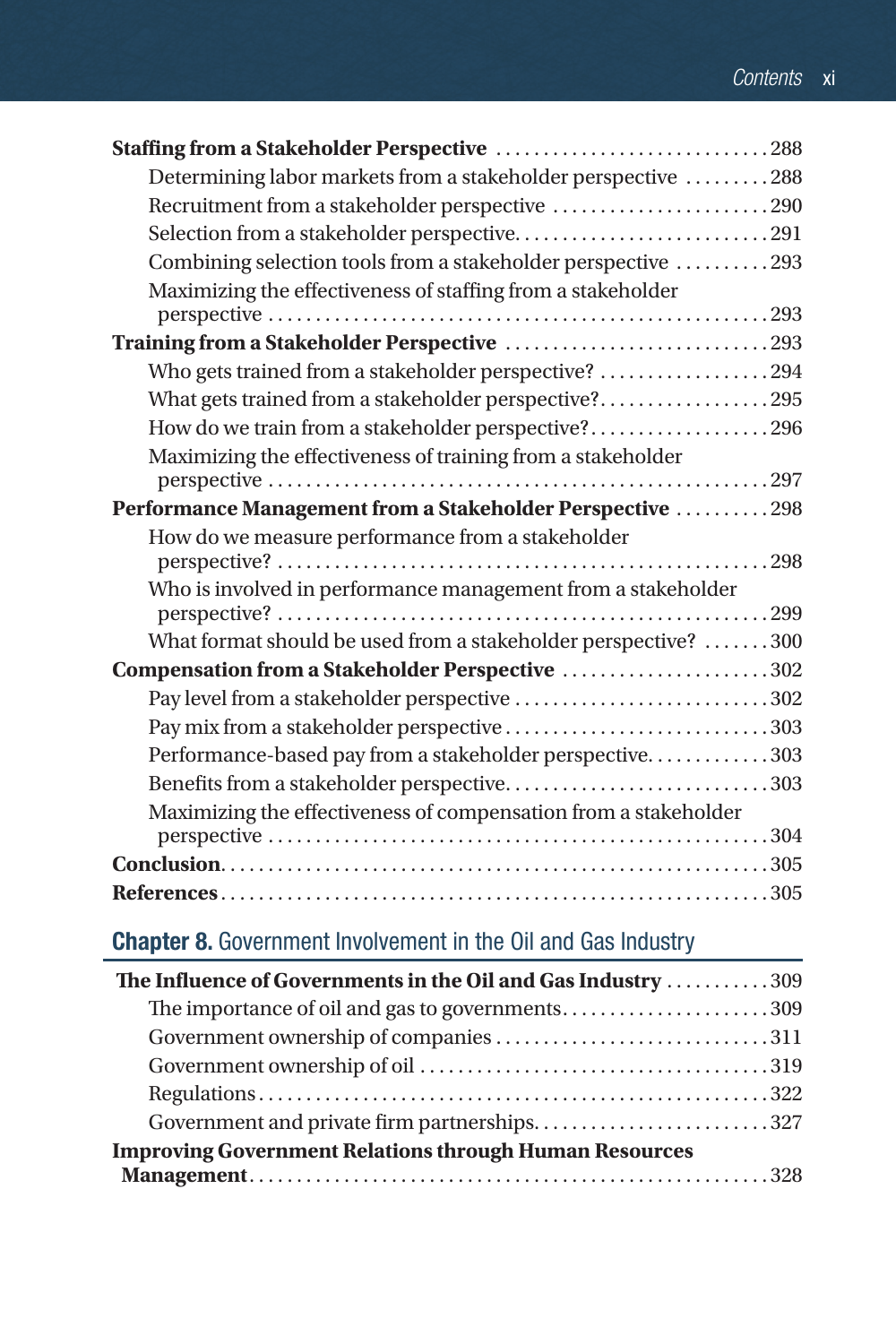**Staffing from a Stakeholder Perspective** . . . . . . . . . . . . . . . . . . . . . . . . . . . . 288

Determining labor markets from a stakeholder perspective . . . . . . . . . 288

Recruitment from a stakeholder perspective . . . . . . . . . . . . . . . . . . . . . . . 290

Selection from a stakeholder perspective. . . . . . . . . . . . . . . . . . . . . . . . . . . 291

Combining selection tools from a stakeholder perspective . . . . . . . . . . 293

Maximizing the effectiveness of staffing from a stakeholder perspective . . . . . . . . . . . . . . . . . . . . . . . . . . . . . . . . . . . . . . . . . . . . . . . . . . . . 293

**Training from a Stakeholder Perspective** . . . . . . . . . . . . . . . . . . . . . . . . . . . . 293

Who gets trained from a stakeholder perspective? . . . . . . . . . . . . . . . . . . 294

What gets trained from a stakeholder perspective?. . . . . . . . . . . . . . . . . . 295

How do we train from a stakeholder perspective?. . . . . . . . . . . . . . . . . . . 296

Maximizing the effectiveness of training from a stakeholder perspective . . . . . . . . . . . . . . . . . . . . . . . . . . . . . . . . . . . . . . . . . . . . . . . . . . . . 297

**Performance Management from a Stakeholder Perspective** . . . . . . . . . . 298

How do we measure performance from a stakeholder perspective? . . . . . . . . . . . . . . . . . . . . . . . . . . . . . . . . . . . . . . . . . . . . . . . . . . . 298

Who is involved in performance management from a stakeholder perspective? . . . . . . . . . . . . . . . . . . . . . . . . . . . . . . . . . . . . . . . . . . . . . . . . . . . 299

What format should be used from a stakeholder perspective? . . . . . . . 300

**Compensation from a Stakeholder Perspective** . . . . . . . . . . . . . . . . . . . . . . 302

Pay level from a stakeholder perspective . . . . . . . . . . . . . . . . . . . . . . . . . . . 302

Pay mix from a stakeholder perspective . . . . . . . . . . . . . . . . . . . . . . . . . . . . 303

Performance-based pay from a stakeholder perspective. . . . . . . . . . . . . 303

Benefits from a stakeholder perspective. . . . . . . . . . . . . . . . . . . . . . . . . . . . 303

Maximizing the effectiveness of compensation from a stakeholder perspective . . . . . . . . . . . . . . . . . . . . . . . . . . . . . . . . . . . . . . . . . . . . . . . . . . . . 304

**Conclusion**. . . . . . . . . . . . . . . . . . . . . . . . . . . . . . . . . . . . . . . . . . . . . . . . . . . . . . . . 305

**References** . . . . . . . . . . . . . . . . . . . . . . . . . . . . . . . . . . . . . . . . . . . . . . . . . . . . . . . 305

## Chapter 8. Government Involvement in the Oil and Gas Industry

**The Influence of Governments in the Oil and Gas Industry** . . . . . . . . . . . 309

The importance of oil and gas to governments. . . . . . . . . . . . . . . . . . . . . . 309

Government ownership of companies . . . . . . . . . . . . . . . . . . . . . . . . . . . . . 311

Government ownership of oil . . . . . . . . . . . . . . . . . . . . . . . . . . . . . . . . . . . . . 319

Regulations . . . . . . . . . . . . . . . . . . . . . . . . . . . . . . . . . . . . . . . . . . . . . . . . . . . . . 322

Government and private firm partnerships. . . . . . . . . . . . . . . . . . . . . . . . . 327

**Improving Government Relations through Human Resources Management**. . . . . . . . . . . . . . . . . . . . . . . . . . . . . . . . . . . . . . . . . . . . . . . . . . . . . 328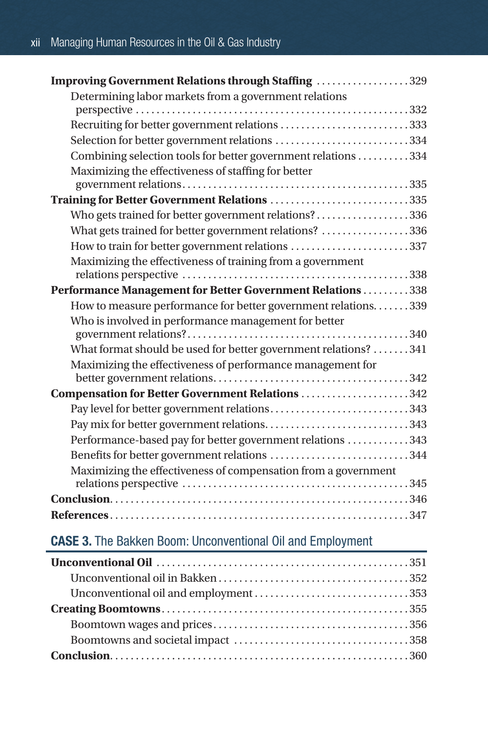**Improving Government Relations through Staffing** .................. 329

Determining labor markets from a government relations perspective ..................................................... 332

Recruiting for better government relations ......................... 333

Selection for better government relations .......................... 334

Combining selection tools for better government relations .......... 334

Maximizing the effectiveness of staffing for better government relations........................................... 335

**Training for Better Government Relations** ........................... 335

Who gets trained for better government relations?.................. 336

What gets trained for better government relations? ................ 336

How to train for better government relations ....................... 337

Maximizing the effectiveness of training from a government relations perspective ........................................... 338

**Performance Management for Better Government Relations** ......... 338

How to measure performance for better government relations. ...... 339

Who is involved in performance management for better government relations?......................................... 340

What format should be used for better government relations? ....... 341

Maximizing the effectiveness of performance management for better government relations..................................... 342

**Compensation for Better Government Relations** ..................... 342

Pay level for better government relations........................... 343

Pay mix for better government relations............................ 343

Performance-based pay for better government relations ............ 343

Benefits for better government relations ........................... 344

Maximizing the effectiveness of compensation from a government relations perspective ........................................... 345

**Conclusion**......................................................... 346

**References**......................................................... 347

## CASE 3. The Bakken Boom: Unconventional Oil and Employment

**Unconventional Oil** ................................................ 351

Unconventional oil in Bakken.................................... 352

Unconventional oil and employment .............................. 353

**Creating Boomtowns**................................................ 355

Boomtown wages and prices..................................... 356

Boomtowns and societal impact ................................. 358

**Conclusion**......................................................... 360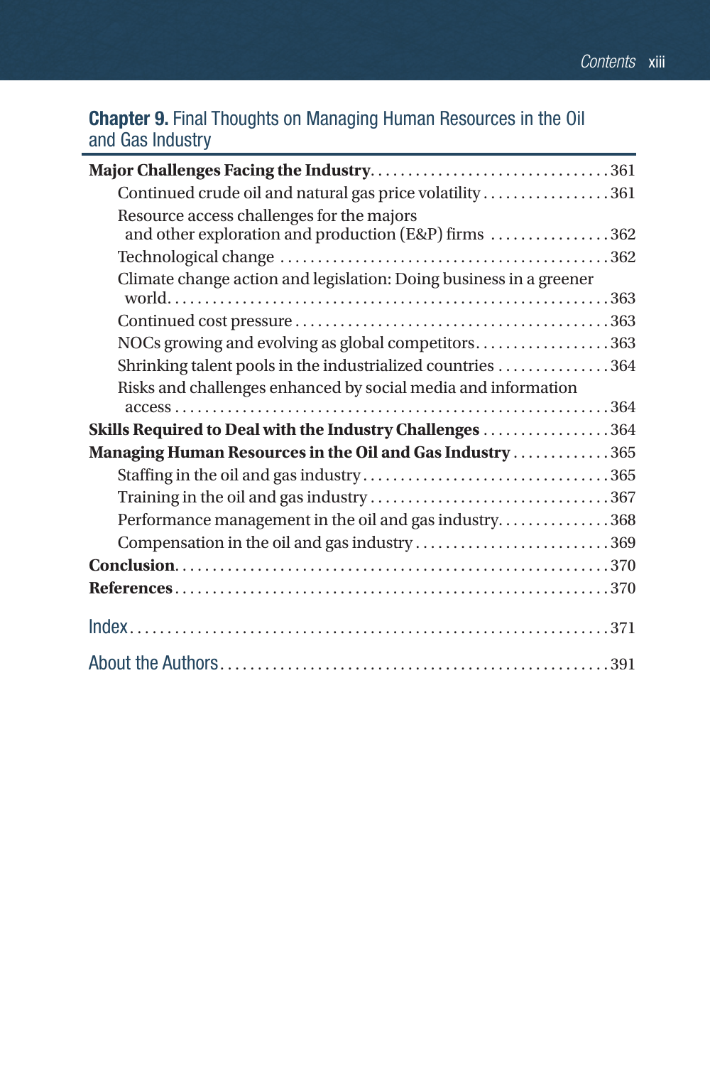## Chapter 9. Final Thoughts on Managing Human Resources in the Oil and Gas Industry

**Major Challenges Facing the Industry** . . . . . . . . . . . . . . . . . . . . . . . . . . . . . . . . 361

- Continued crude oil and natural gas price volatility . . . . . . . . . . . . . . . . . 361
- Resource access challenges for the majors and other exploration and production (E&P) firms . . . . . . . . . . . . . . . . 362
- Technological change . . . . . . . . . . . . . . . . . . . . . . . . . . . . . . . . . . . . . . . . . . 362
- Climate change action and legislation: Doing business in a greener world . . . . . . . . . . . . . . . . . . . . . . . . . . . . . . . . . . . . . . . . . . . . . . . . . . . . . . . . 363
- Continued cost pressure . . . . . . . . . . . . . . . . . . . . . . . . . . . . . . . . . . . . . . . . . 363
- NOCs growing and evolving as global competitors . . . . . . . . . . . . . . . . . . 363
- Shrinking talent pools in the industrialized countries . . . . . . . . . . . . . . . 364
- Risks and challenges enhanced by social media and information access . . . . . . . . . . . . . . . . . . . . . . . . . . . . . . . . . . . . . . . . . . . . . . . . . . . . . . . 364

**Skills Required to Deal with the Industry Challenges** . . . . . . . . . . . . . . . . . 364

**Managing Human Resources in the Oil and Gas Industry** . . . . . . . . . . . . . 365

- Staffing in the oil and gas industry . . . . . . . . . . . . . . . . . . . . . . . . . . . . . . . . 365
- Training in the oil and gas industry . . . . . . . . . . . . . . . . . . . . . . . . . . . . . . . 367
- Performance management in the oil and gas industry. . . . . . . . . . . . . . . . 368
- Compensation in the oil and gas industry . . . . . . . . . . . . . . . . . . . . . . . . . 369

**Conclusion**. . . . . . . . . . . . . . . . . . . . . . . . . . . . . . . . . . . . . . . . . . . . . . . . . . . . . . . 370

**References** . . . . . . . . . . . . . . . . . . . . . . . . . . . . . . . . . . . . . . . . . . . . . . . . . . . . . . . 370

## Index . . . . . . . . . . . . . . . . . . . . . . . . . . . . . . . . . . . . . . . . . . . . . . . . . . . . . . . . . . . . 371

## About the Authors . . . . . . . . . . . . . . . . . . . . . . . . . . . . . . . . . . . . . . . . . . . . . . . . 391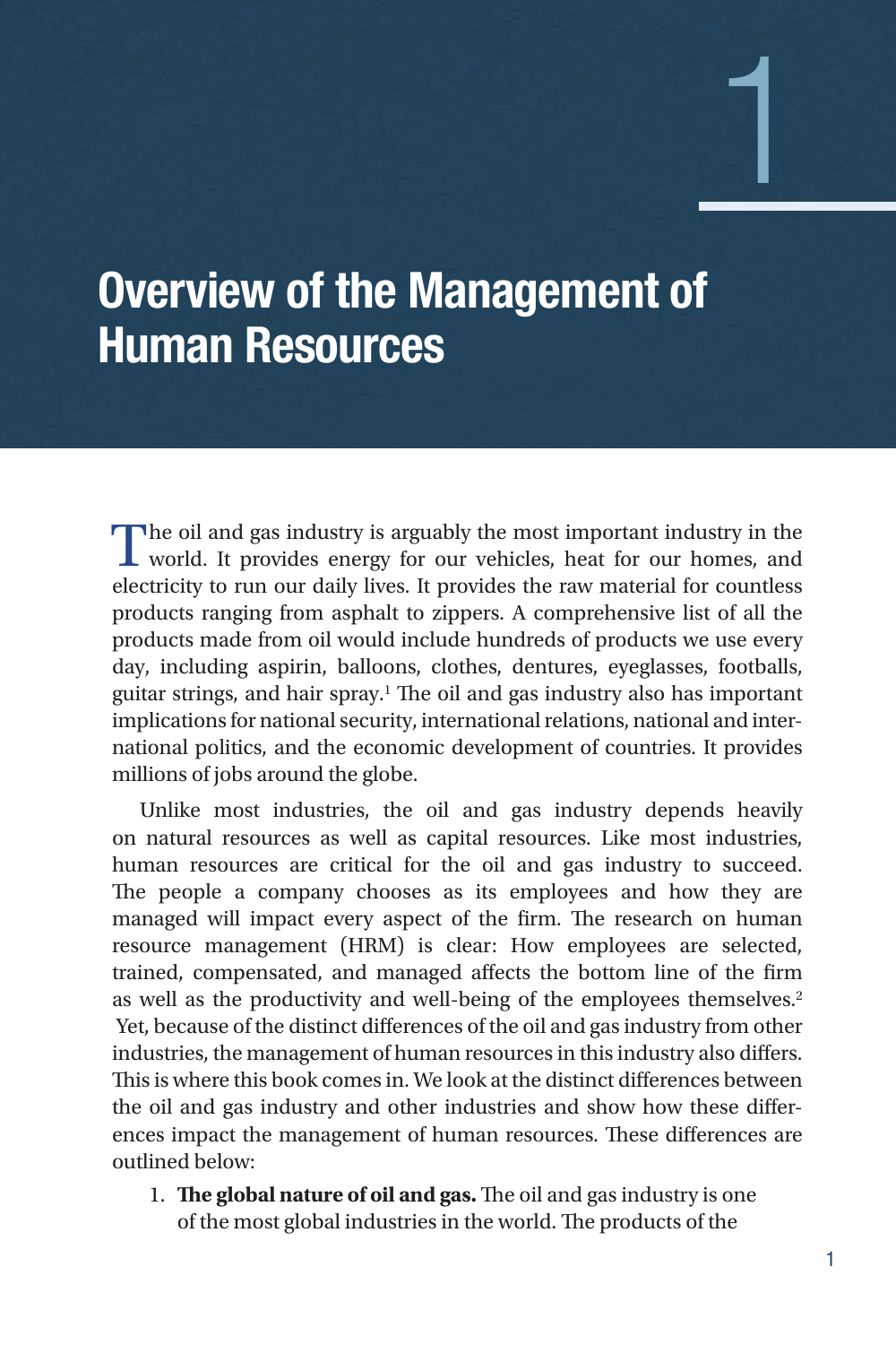# 1

# Overview of the Management of Human Resources

The oil and gas industry is arguably the most important industry in the world. It provides energy for our vehicles, heat for our homes, and electricity to run our daily lives. It provides the raw material for countless products ranging from asphalt to zippers. A comprehensive list of all the products made from oil would include hundreds of products we use every day, including aspirin, balloons, clothes, dentures, eyeglasses, footballs, guitar strings, and hair spray.[1] The oil and gas industry also has important implications for national security, international relations, national and international politics, and the economic development of countries. It provides millions of jobs around the globe.

Unlike most industries, the oil and gas industry depends heavily on natural resources as well as capital resources. Like most industries, human resources are critical for the oil and gas industry to succeed. The people a company chooses as its employees and how they are managed will impact every aspect of the firm. The research on human resource management (HRM) is clear: How employees are selected, trained, compensated, and managed affects the bottom line of the firm as well as the productivity and well-being of the employees themselves.[2] Yet, because of the distinct differences of the oil and gas industry from other industries, the management of human resources in this industry also differs. This is where this book comes in. We look at the distinct differences between the oil and gas industry and other industries and show how these differences impact the management of human resources. These differences are outlined below:

1. **The global nature of oil and gas.** The oil and gas industry is one of the most global industries in the world. The products of the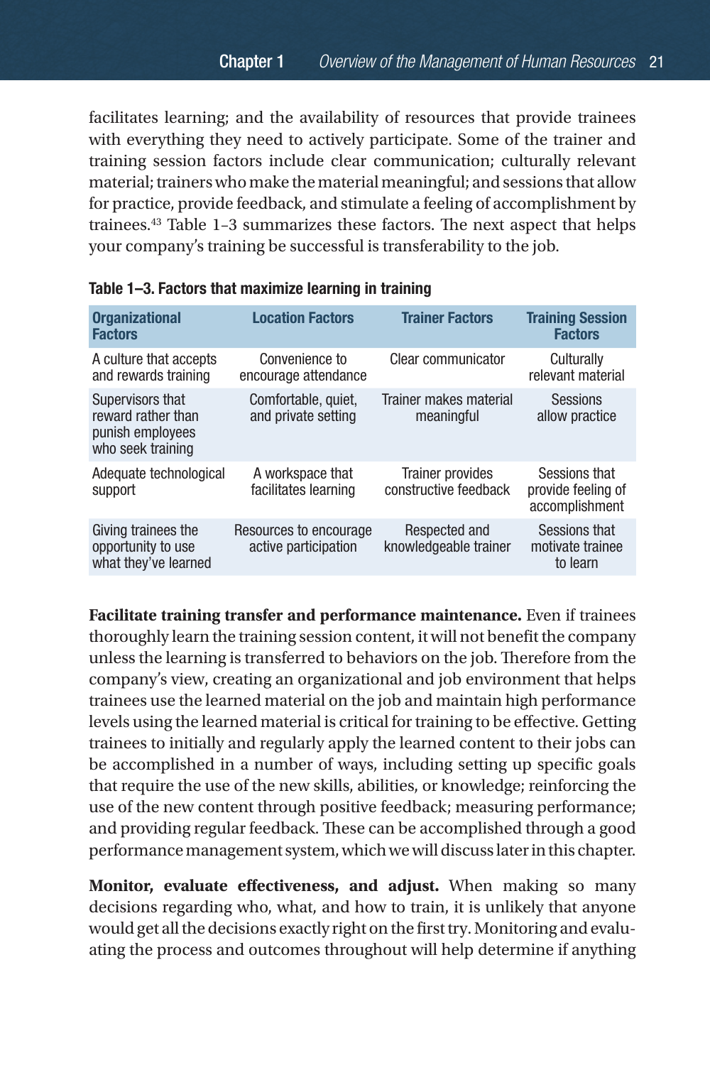facilitates learning; and the availability of resources that provide trainees with everything they need to actively participate. Some of the trainer and training session factors include clear communication; culturally relevant material; trainers who make the material meaningful; and sessions that allow for practice, provide feedback, and stimulate a feeling of accomplishment by trainees.[43] Table 1–3 summarizes these factors. The next aspect that helps your company's training be successful is transferability to the job.

**Table 1–3. Factors that maximize learning in training**

| Organizational Factors | Location Factors | Trainer Factors | Training Session Factors |
|---|---|---|---|
| A culture that accepts and rewards training | Convenience to encourage attendance | Clear communicator | Culturally relevant material |
| Supervisors that reward rather than punish employees who seek training | Comfortable, quiet, and private setting | Trainer makes material meaningful | Sessions allow practice |
| Adequate technological support | A workspace that facilitates learning | Trainer provides constructive feedback | Sessions that provide feeling of accomplishment |
| Giving trainees the opportunity to use what they've learned | Resources to encourage active participation | Respected and knowledgeable trainer | Sessions that motivate trainee to learn |

**Facilitate training transfer and performance maintenance.** Even if trainees thoroughly learn the training session content, it will not benefit the company unless the learning is transferred to behaviors on the job. Therefore from the company's view, creating an organizational and job environment that helps trainees use the learned material on the job and maintain high performance levels using the learned material is critical for training to be effective. Getting trainees to initially and regularly apply the learned content to their jobs can be accomplished in a number of ways, including setting up specific goals that require the use of the new skills, abilities, or knowledge; reinforcing the use of the new content through positive feedback; measuring performance; and providing regular feedback. These can be accomplished through a good performance management system, which we will discuss later in this chapter.

**Monitor, evaluate effectiveness, and adjust.** When making so many decisions regarding who, what, and how to train, it is unlikely that anyone would get all the decisions exactly right on the first try. Monitoring and evaluating the process and outcomes throughout will help determine if anything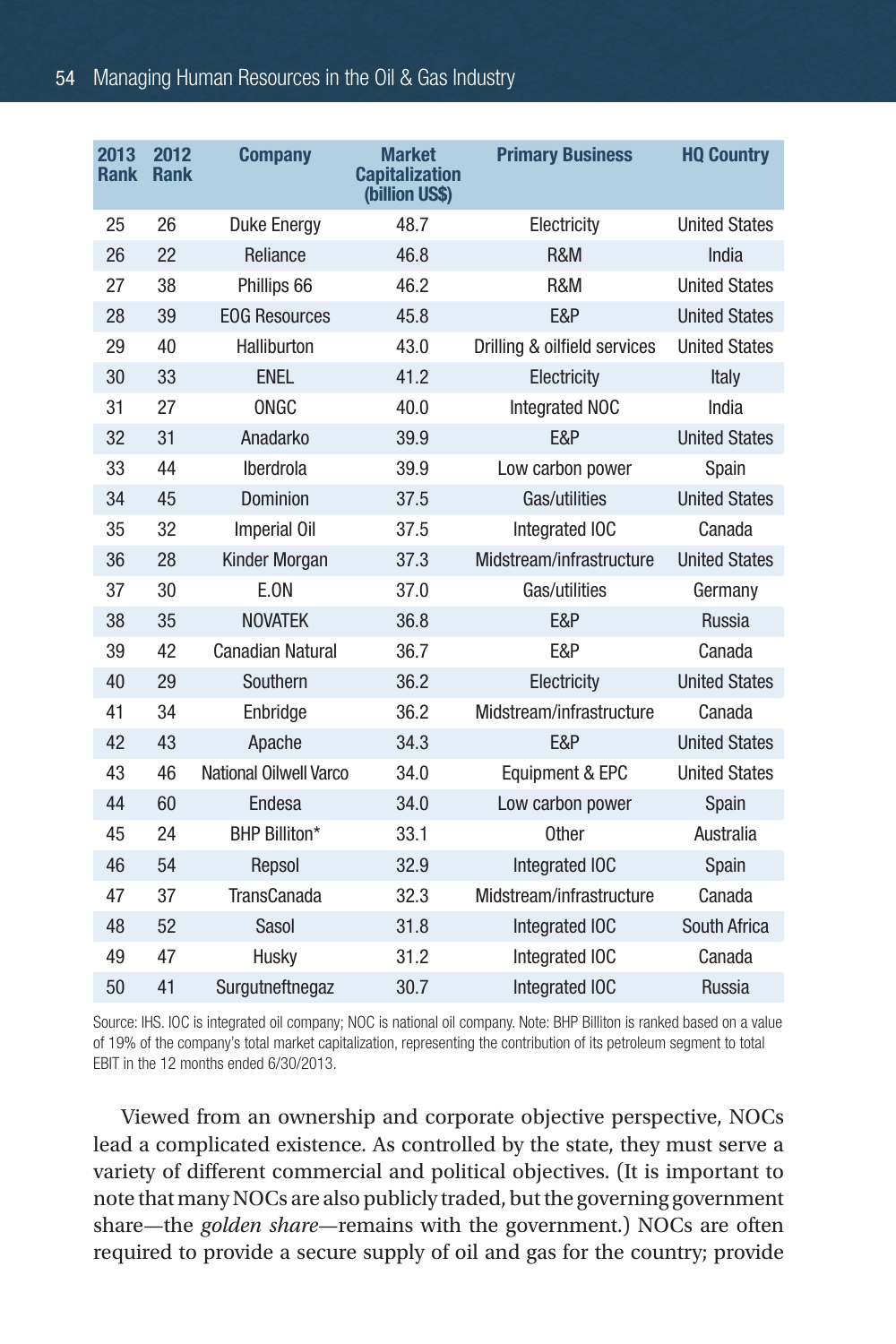| 2013 Rank | 2012 Rank | Company | Market Capitalization (billion US$) | Primary Business | HQ Country |
|---|---|---|---|---|---|
| 25 | 26 | Duke Energy | 48.7 | Electricity | United States |
| 26 | 22 | Reliance | 46.8 | R&M | India |
| 27 | 38 | Phillips 66 | 46.2 | R&M | United States |
| 28 | 39 | EOG Resources | 45.8 | E&P | United States |
| 29 | 40 | Halliburton | 43.0 | Drilling & oilfield services | United States |
| 30 | 33 | ENEL | 41.2 | Electricity | Italy |
| 31 | 27 | ONGC | 40.0 | Integrated NOC | India |
| 32 | 31 | Anadarko | 39.9 | E&P | United States |
| 33 | 44 | Iberdrola | 39.9 | Low carbon power | Spain |
| 34 | 45 | Dominion | 37.5 | Gas/utilities | United States |
| 35 | 32 | Imperial Oil | 37.5 | Integrated IOC | Canada |
| 36 | 28 | Kinder Morgan | 37.3 | Midstream/infrastructure | United States |
| 37 | 30 | E.ON | 37.0 | Gas/utilities | Germany |
| 38 | 35 | NOVATEK | 36.8 | E&P | Russia |
| 39 | 42 | Canadian Natural | 36.7 | E&P | Canada |
| 40 | 29 | Southern | 36.2 | Electricity | United States |
| 41 | 34 | Enbridge | 36.2 | Midstream/infrastructure | Canada |
| 42 | 43 | Apache | 34.3 | E&P | United States |
| 43 | 46 | National Oilwell Varco | 34.0 | Equipment & EPC | United States |
| 44 | 60 | Endesa | 34.0 | Low carbon power | Spain |
| 45 | 24 | BHP Billiton* | 33.1 | Other | Australia |
| 46 | 54 | Repsol | 32.9 | Integrated IOC | Spain |
| 47 | 37 | TransCanada | 32.3 | Midstream/infrastructure | Canada |
| 48 | 52 | Sasol | 31.8 | Integrated IOC | South Africa |
| 49 | 47 | Husky | 31.2 | Integrated IOC | Canada |
| 50 | 41 | Surgutneftnegaz | 30.7 | Integrated IOC | Russia |

Source: IHS. IOC is integrated oil company; NOC is national oil company. Note: BHP Billiton is ranked based on a value of 19% of the company's total market capitalization, representing the contribution of its petroleum segment to total EBIT in the 12 months ended 6/30/2013.

Viewed from an ownership and corporate objective perspective, NOCs lead a complicated existence. As controlled by the state, they must serve a variety of different commercial and political objectives. (It is important to note that many NOCs are also publicly traded, but the governing government share—the *golden share*—remains with the government.) NOCs are often required to provide a secure supply of oil and gas for the country; provide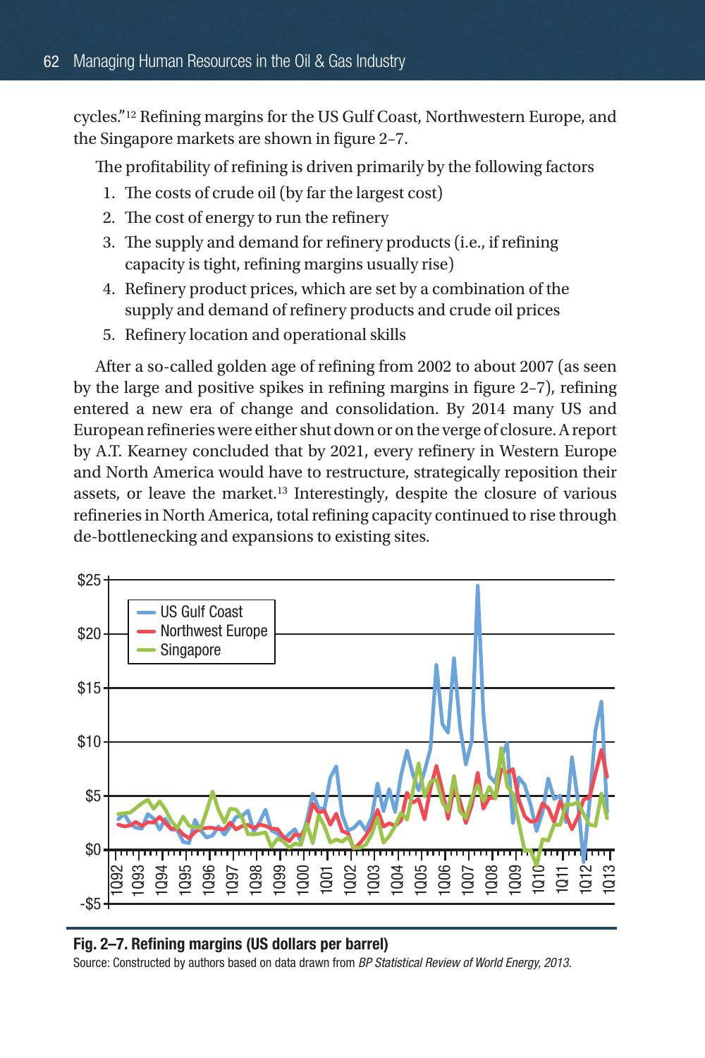cycles."[12] Refining margins for the US Gulf Coast, Northwestern Europe, and the Singapore markets are shown in figure 2–7.

The profitability of refining is driven primarily by the following factors

1. The costs of crude oil (by far the largest cost)
2. The cost of energy to run the refinery
3. The supply and demand for refinery products (i.e., if refining capacity is tight, refining margins usually rise)
4. Refinery product prices, which are set by a combination of the supply and demand of refinery products and crude oil prices
5. Refinery location and operational skills

After a so-called golden age of refining from 2002 to about 2007 (as seen by the large and positive spikes in refining margins in figure 2–7), refining entered a new era of change and consolidation. By 2014 many US and European refineries were either shut down or on the verge of closure. A report by A.T. Kearney concluded that by 2021, every refinery in Western Europe and North America would have to restructure, strategically reposition their assets, or leave the market.[13] Interestingly, despite the closure of various refineries in North America, total refining capacity continued to rise through de-bottlenecking and expansions to existing sites.

**Fig. 2–7. Refining margins (US dollars per barrel)**

Source: Constructed by authors based on data drawn from *BP Statistical Review of World Energy, 2013*.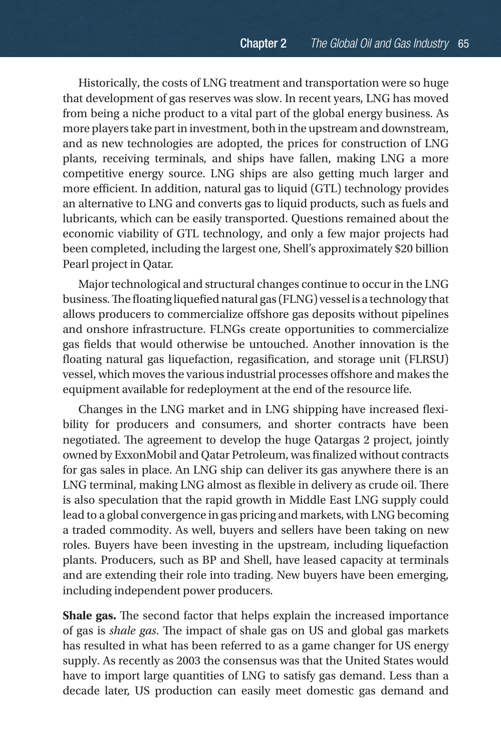Historically, the costs of LNG treatment and transportation were so huge that development of gas reserves was slow. In recent years, LNG has moved from being a niche product to a vital part of the global energy business. As more players take part in investment, both in the upstream and downstream, and as new technologies are adopted, the prices for construction of LNG plants, receiving terminals, and ships have fallen, making LNG a more competitive energy source. LNG ships are also getting much larger and more efficient. In addition, natural gas to liquid (GTL) technology provides an alternative to LNG and converts gas to liquid products, such as fuels and lubricants, which can be easily transported. Questions remained about the economic viability of GTL technology, and only a few major projects had been completed, including the largest one, Shell's approximately $20 billion Pearl project in Qatar.

Major technological and structural changes continue to occur in the LNG business. The floating liquefied natural gas (FLNG) vessel is a technology that allows producers to commercialize offshore gas deposits without pipelines and onshore infrastructure. FLNGs create opportunities to commercialize gas fields that would otherwise be untouched. Another innovation is the floating natural gas liquefaction, regasification, and storage unit (FLRSU) vessel, which moves the various industrial processes offshore and makes the equipment available for redeployment at the end of the resource life.

Changes in the LNG market and in LNG shipping have increased flexibility for producers and consumers, and shorter contracts have been negotiated. The agreement to develop the huge Qatargas 2 project, jointly owned by ExxonMobil and Qatar Petroleum, was finalized without contracts for gas sales in place. An LNG ship can deliver its gas anywhere there is an LNG terminal, making LNG almost as flexible in delivery as crude oil. There is also speculation that the rapid growth in Middle East LNG supply could lead to a global convergence in gas pricing and markets, with LNG becoming a traded commodity. As well, buyers and sellers have been taking on new roles. Buyers have been investing in the upstream, including liquefaction plants. Producers, such as BP and Shell, have leased capacity at terminals and are extending their role into trading. New buyers have been emerging, including independent power producers.

**Shale gas.** The second factor that helps explain the increased importance of gas is *shale gas*. The impact of shale gas on US and global gas markets has resulted in what has been referred to as a game changer for US energy supply. As recently as 2003 the consensus was that the United States would have to import large quantities of LNG to satisfy gas demand. Less than a decade later, US production can easily meet domestic gas demand and